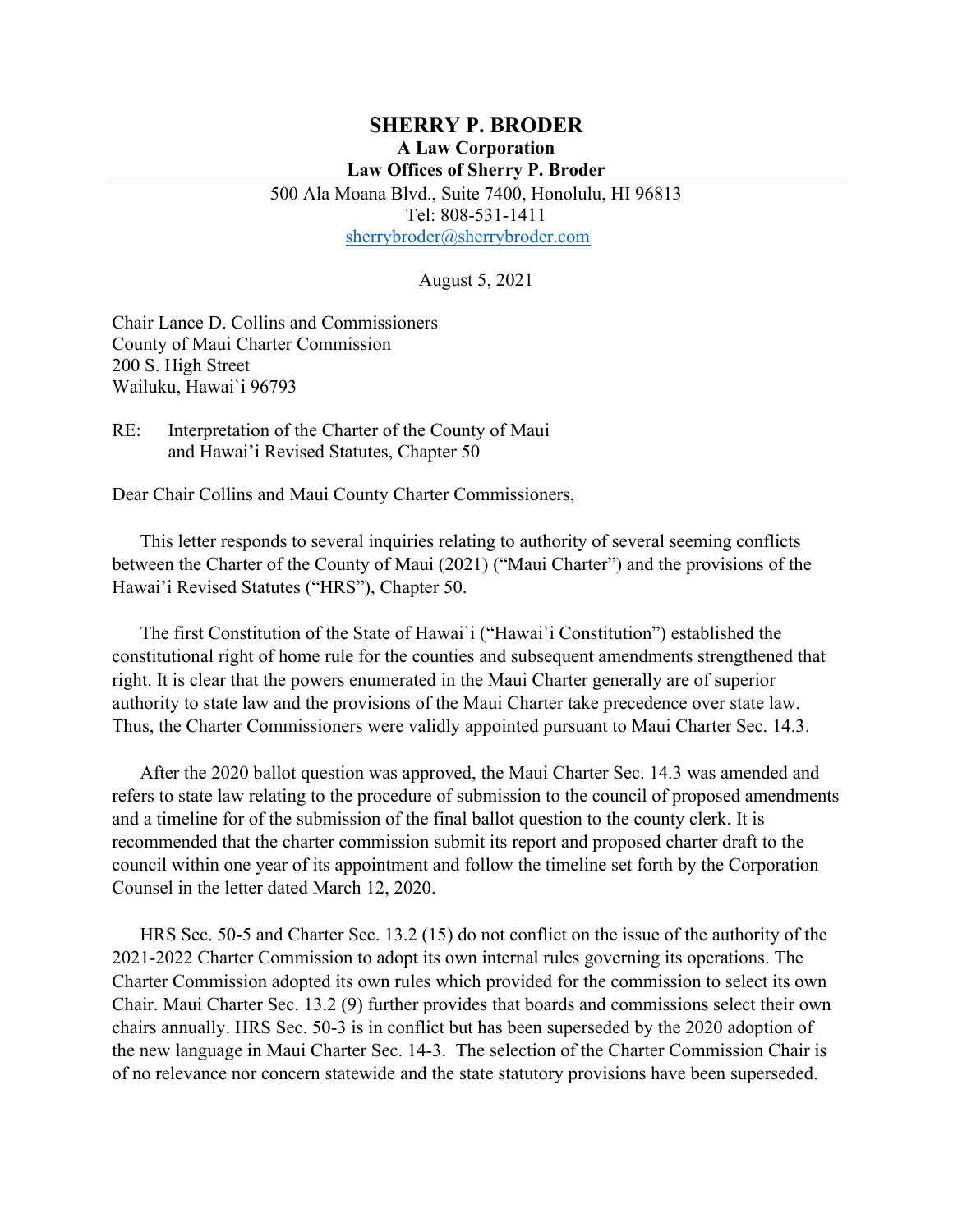# SHERRY P. BRODER

**A Law Corporation**
**Law Offices of Sherry P. Broder**

500 Ala Moana Blvd., Suite 7400, Honolulu, HI 96813
Tel: 808-531-1411
sherrybroder@sherrybroder.com

August 5, 2021

Chair Lance D. Collins and Commissioners
County of Maui Charter Commission
200 S. High Street
Wailuku, Hawai`i 96793

RE: Interpretation of the Charter of the County of Maui
and Hawai'i Revised Statutes, Chapter 50

Dear Chair Collins and Maui County Charter Commissioners,

This letter responds to several inquiries relating to authority of several seeming conflicts between the Charter of the County of Maui (2021) ("Maui Charter") and the provisions of the Hawai'i Revised Statutes ("HRS"), Chapter 50.

The first Constitution of the State of Hawai`i ("Hawai`i Constitution") established the constitutional right of home rule for the counties and subsequent amendments strengthened that right. It is clear that the powers enumerated in the Maui Charter generally are of superior authority to state law and the provisions of the Maui Charter take precedence over state law. Thus, the Charter Commissioners were validly appointed pursuant to Maui Charter Sec. 14.3.

After the 2020 ballot question was approved, the Maui Charter Sec. 14.3 was amended and refers to state law relating to the procedure of submission to the council of proposed amendments and a timeline for of the submission of the final ballot question to the county clerk. It is recommended that the charter commission submit its report and proposed charter draft to the council within one year of its appointment and follow the timeline set forth by the Corporation Counsel in the letter dated March 12, 2020.

HRS Sec. 50-5 and Charter Sec. 13.2 (15) do not conflict on the issue of the authority of the 2021-2022 Charter Commission to adopt its own internal rules governing its operations. The Charter Commission adopted its own rules which provided for the commission to select its own Chair. Maui Charter Sec. 13.2 (9) further provides that boards and commissions select their own chairs annually. HRS Sec. 50-3 is in conflict but has been superseded by the 2020 adoption of the new language in Maui Charter Sec. 14-3. The selection of the Charter Commission Chair is of no relevance nor concern statewide and the state statutory provisions have been superseded.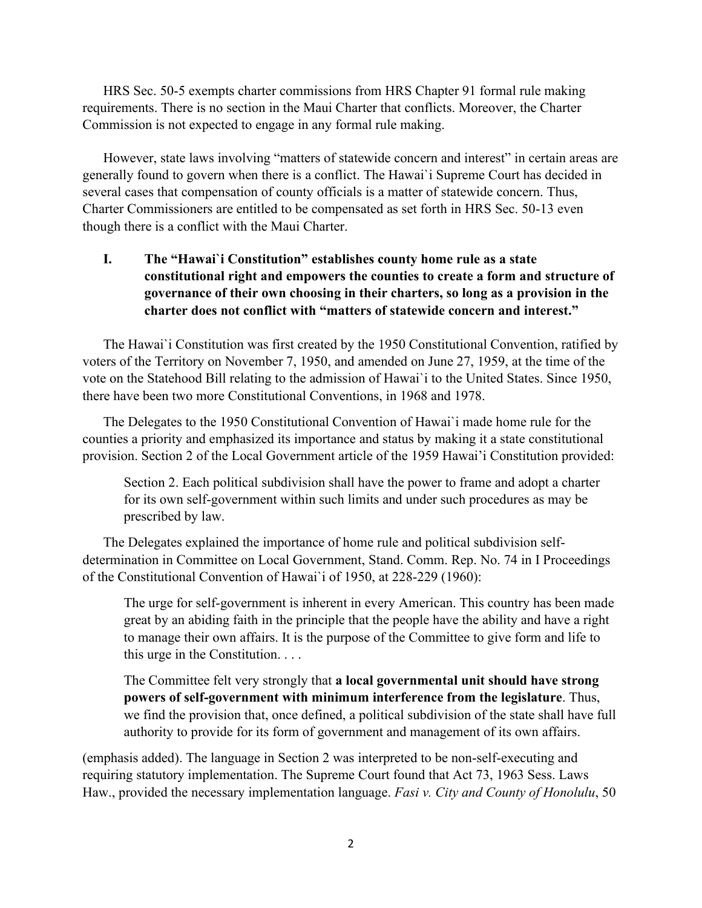HRS Sec. 50-5 exempts charter commissions from HRS Chapter 91 formal rule making requirements. There is no section in the Maui Charter that conflicts. Moreover, the Charter Commission is not expected to engage in any formal rule making.

However, state laws involving "matters of statewide concern and interest" in certain areas are generally found to govern when there is a conflict. The Hawai`i Supreme Court has decided in several cases that compensation of county officials is a matter of statewide concern. Thus, Charter Commissioners are entitled to be compensated as set forth in HRS Sec. 50-13 even though there is a conflict with the Maui Charter.

## I. The "Hawai`i Constitution" establishes county home rule as a state constitutional right and empowers the counties to create a form and structure of governance of their own choosing in their charters, so long as a provision in the charter does not conflict with "matters of statewide concern and interest."

The Hawai`i Constitution was first created by the 1950 Constitutional Convention, ratified by voters of the Territory on November 7, 1950, and amended on June 27, 1959, at the time of the vote on the Statehood Bill relating to the admission of Hawai`i to the United States. Since 1950, there have been two more Constitutional Conventions, in 1968 and 1978.

The Delegates to the 1950 Constitutional Convention of Hawai`i made home rule for the counties a priority and emphasized its importance and status by making it a state constitutional provision. Section 2 of the Local Government article of the 1959 Hawai'i Constitution provided:

> Section 2. Each political subdivision shall have the power to frame and adopt a charter for its own self-government within such limits and under such procedures as may be prescribed by law.

The Delegates explained the importance of home rule and political subdivision self-determination in Committee on Local Government, Stand. Comm. Rep. No. 74 in I Proceedings of the Constitutional Convention of Hawai`i of 1950, at 228-229 (1960):

> The urge for self-government is inherent in every American. This country has been made great by an abiding faith in the principle that the people have the ability and have a right to manage their own affairs. It is the purpose of the Committee to give form and life to this urge in the Constitution. . . .
>
> The Committee felt very strongly that **a local governmental unit should have strong powers of self-government with minimum interference from the legislature**. Thus, we find the provision that, once defined, a political subdivision of the state shall have full authority to provide for its form of government and management of its own affairs.

(emphasis added). The language in Section 2 was interpreted to be non-self-executing and requiring statutory implementation. The Supreme Court found that Act 73, 1963 Sess. Laws Haw., provided the necessary implementation language. *Fasi v. City and County of Honolulu*, 50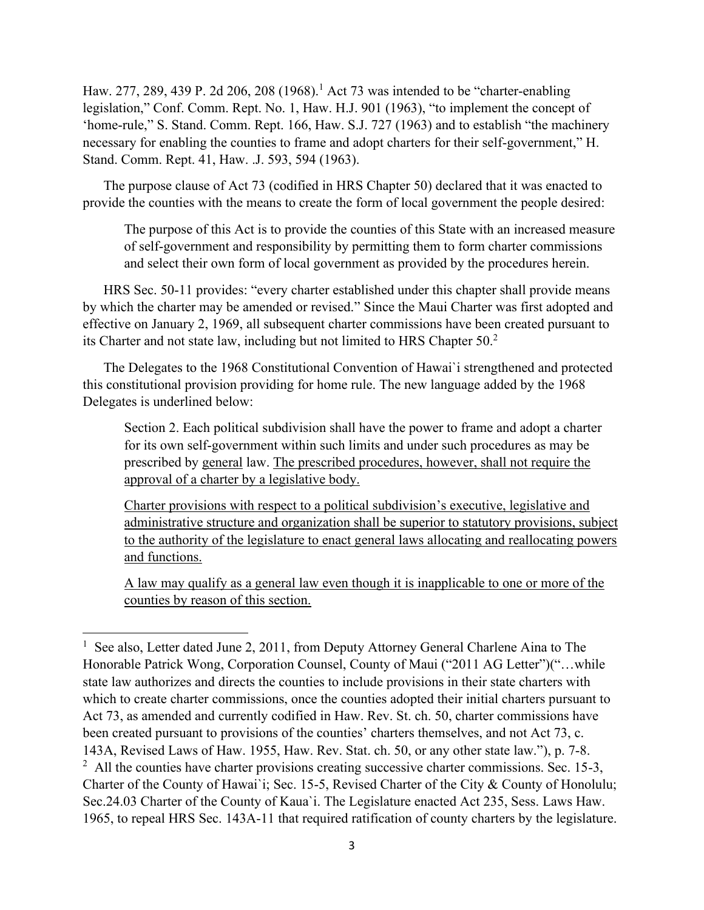Haw. 277, 289, 439 P. 2d 206, 208 (1968).[1] Act 73 was intended to be "charter-enabling legislation," Conf. Comm. Rept. No. 1, Haw. H.J. 901 (1963), "to implement the concept of 'home-rule," S. Stand. Comm. Rept. 166, Haw. S.J. 727 (1963) and to establish "the machinery necessary for enabling the counties to frame and adopt charters for their self-government," H. Stand. Comm. Rept. 41, Haw. .J. 593, 594 (1963).

The purpose clause of Act 73 (codified in HRS Chapter 50) declared that it was enacted to provide the counties with the means to create the form of local government the people desired:

> The purpose of this Act is to provide the counties of this State with an increased measure of self-government and responsibility by permitting them to form charter commissions and select their own form of local government as provided by the procedures herein.

HRS Sec. 50-11 provides: "every charter established under this chapter shall provide means by which the charter may be amended or revised." Since the Maui Charter was first adopted and effective on January 2, 1969, all subsequent charter commissions have been created pursuant to its Charter and not state law, including but not limited to HRS Chapter 50.[2]

The Delegates to the 1968 Constitutional Convention of Hawai`i strengthened and protected this constitutional provision providing for home rule. The new language added by the 1968 Delegates is underlined below:

> Section 2. Each political subdivision shall have the power to frame and adopt a charter for its own self-government within such limits and under such procedures as may be prescribed by <u>general</u> law. <u>The prescribed procedures, however, shall not require the approval of a charter by a legislative body.</u>
>
> <u>Charter provisions with respect to a political subdivision's executive, legislative and administrative structure and organization shall be superior to statutory provisions, subject to the authority of the legislature to enact general laws allocating and reallocating powers and functions.</u>
>
> <u>A law may qualify as a general law even though it is inapplicable to one or more of the counties by reason of this section.</u>

---

[1] See also, Letter dated June 2, 2011, from Deputy Attorney General Charlene Aina to The Honorable Patrick Wong, Corporation Counsel, County of Maui ("2011 AG Letter")("…while state law authorizes and directs the counties to include provisions in their state charters with which to create charter commissions, once the counties adopted their initial charters pursuant to Act 73, as amended and currently codified in Haw. Rev. St. ch. 50, charter commissions have been created pursuant to provisions of the counties' charters themselves, and not Act 73, c. 143A, Revised Laws of Haw. 1955, Haw. Rev. Stat. ch. 50, or any other state law."), p. 7-8.

[2] All the counties have charter provisions creating successive charter commissions. Sec. 15-3, Charter of the County of Hawai`i; Sec. 15-5, Revised Charter of the City & County of Honolulu; Sec.24.03 Charter of the County of Kaua`i. The Legislature enacted Act 235, Sess. Laws Haw. 1965, to repeal HRS Sec. 143A-11 that required ratification of county charters by the legislature.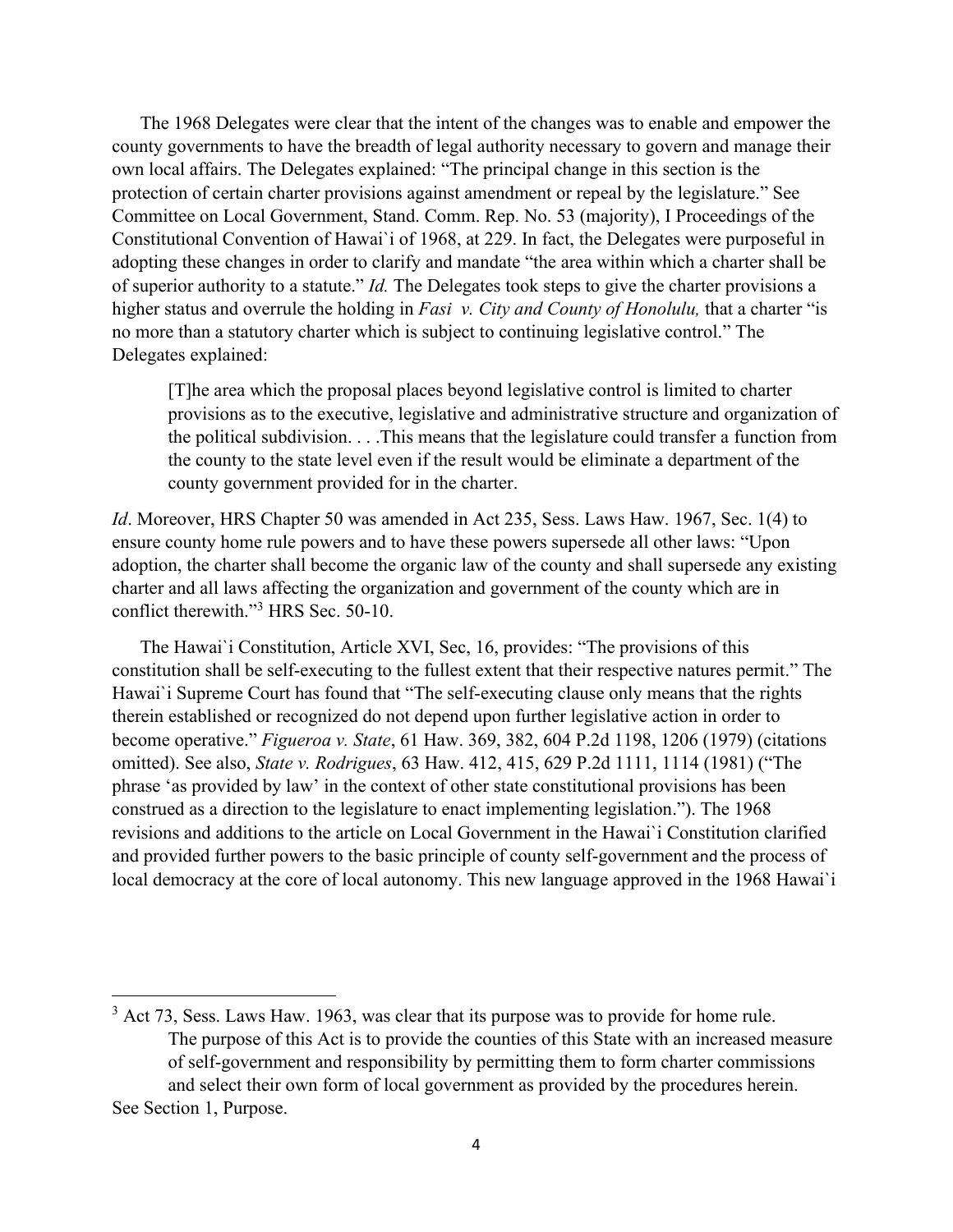The 1968 Delegates were clear that the intent of the changes was to enable and empower the county governments to have the breadth of legal authority necessary to govern and manage their own local affairs. The Delegates explained: "The principal change in this section is the protection of certain charter provisions against amendment or repeal by the legislature." See Committee on Local Government, Stand. Comm. Rep. No. 53 (majority), I Proceedings of the Constitutional Convention of Hawai`i of 1968, at 229. In fact, the Delegates were purposeful in adopting these changes in order to clarify and mandate "the area within which a charter shall be of superior authority to a statute." *Id.* The Delegates took steps to give the charter provisions a higher status and overrule the holding in *Fasi v. City and County of Honolulu,* that a charter "is no more than a statutory charter which is subject to continuing legislative control." The Delegates explained:

> [T]he area which the proposal places beyond legislative control is limited to charter provisions as to the executive, legislative and administrative structure and organization of the political subdivision. . . .This means that the legislature could transfer a function from the county to the state level even if the result would be eliminate a department of the county government provided for in the charter.

*Id*. Moreover, HRS Chapter 50 was amended in Act 235, Sess. Laws Haw. 1967, Sec. 1(4) to ensure county home rule powers and to have these powers supersede all other laws: "Upon adoption, the charter shall become the organic law of the county and shall supersede any existing charter and all laws affecting the organization and government of the county which are in conflict therewith."[3] HRS Sec. 50-10.

The Hawai`i Constitution, Article XVI, Sec, 16, provides: "The provisions of this constitution shall be self-executing to the fullest extent that their respective natures permit." The Hawai`i Supreme Court has found that "The self-executing clause only means that the rights therein established or recognized do not depend upon further legislative action in order to become operative." *Figueroa v. State*, 61 Haw. 369, 382, 604 P.2d 1198, 1206 (1979) (citations omitted). See also, *State v. Rodrigues*, 63 Haw. 412, 415, 629 P.2d 1111, 1114 (1981) ("The phrase 'as provided by law' in the context of other state constitutional provisions has been construed as a direction to the legislature to enact implementing legislation."). The 1968 revisions and additions to the article on Local Government in the Hawai`i Constitution clarified and provided further powers to the basic principle of county self-government and the process of local democracy at the core of local autonomy. This new language approved in the 1968 Hawai`i

---

[3] Act 73, Sess. Laws Haw. 1963, was clear that its purpose was to provide for home rule.

> The purpose of this Act is to provide the counties of this State with an increased measure of self-government and responsibility by permitting them to form charter commissions and select their own form of local government as provided by the procedures herein.

See Section 1, Purpose.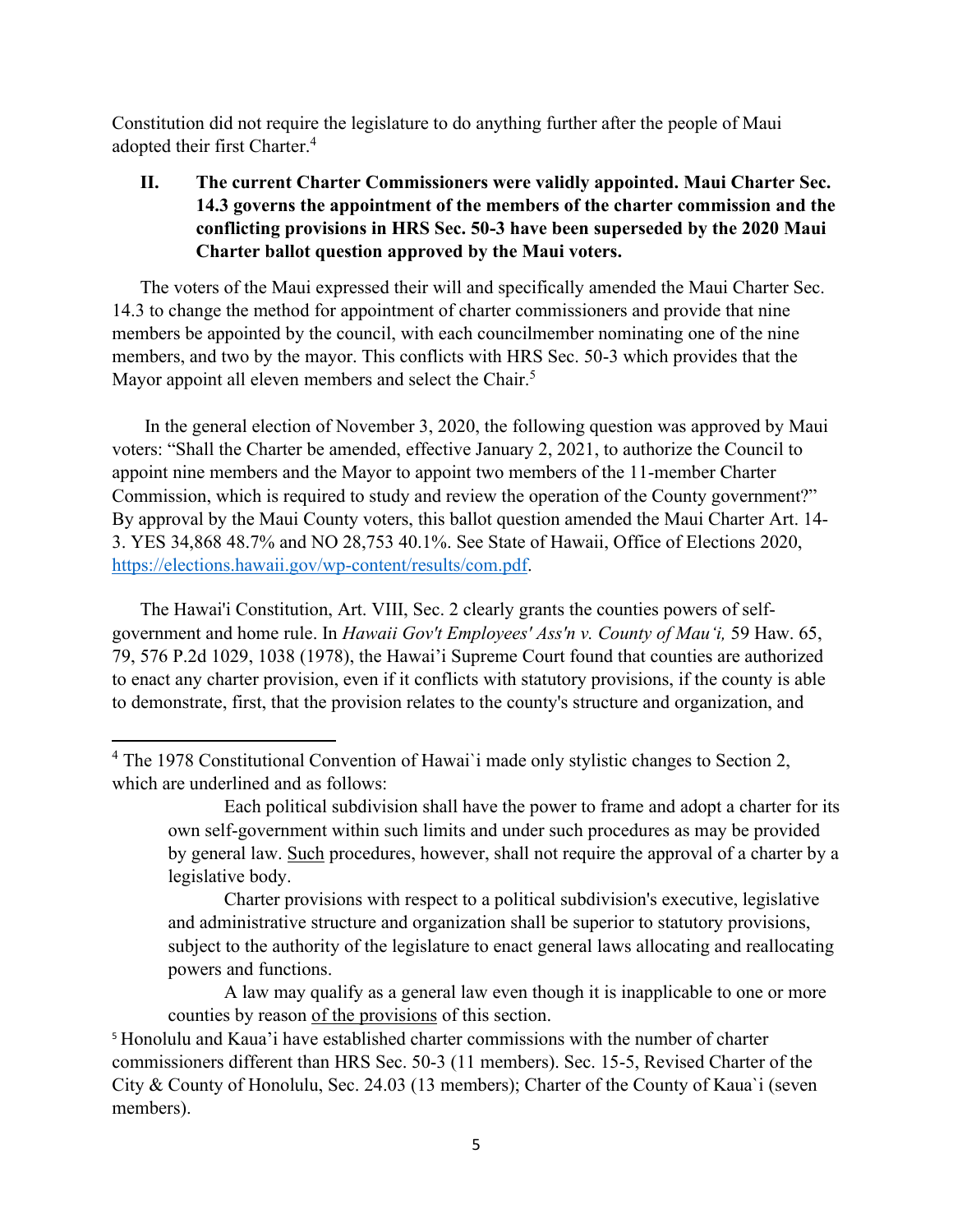Constitution did not require the legislature to do anything further after the people of Maui adopted their first Charter.[4]

## II. The current Charter Commissioners were validly appointed. Maui Charter Sec. 14.3 governs the appointment of the members of the charter commission and the conflicting provisions in HRS Sec. 50-3 have been superseded by the 2020 Maui Charter ballot question approved by the Maui voters.

The voters of the Maui expressed their will and specifically amended the Maui Charter Sec. 14.3 to change the method for appointment of charter commissioners and provide that nine members be appointed by the council, with each councilmember nominating one of the nine members, and two by the mayor. This conflicts with HRS Sec. 50-3 which provides that the Mayor appoint all eleven members and select the Chair.[5]

In the general election of November 3, 2020, the following question was approved by Maui voters: "Shall the Charter be amended, effective January 2, 2021, to authorize the Council to appoint nine members and the Mayor to appoint two members of the 11-member Charter Commission, which is required to study and review the operation of the County government?" By approval by the Maui County voters, this ballot question amended the Maui Charter Art. 14-3. YES 34,868 48.7% and NO 28,753 40.1%. See State of Hawaii, Office of Elections 2020, https://elections.hawaii.gov/wp-content/results/com.pdf.

The Hawai'i Constitution, Art. VIII, Sec. 2 clearly grants the counties powers of self-government and home rule. In *Hawaii Gov't Employees' Ass'n v. County of Mau'i,* 59 Haw. 65, 79, 576 P.2d 1029, 1038 (1978), the Hawai'i Supreme Court found that counties are authorized to enact any charter provision, even if it conflicts with statutory provisions, if the county is able to demonstrate, first, that the provision relates to the county's structure and organization, and

---

[4] The 1978 Constitutional Convention of Hawai`i made only stylistic changes to Section 2, which are underlined and as follows:

> Each political subdivision shall have the power to frame and adopt a charter for its own self-government within such limits and under such procedures as may be provided by general law. <u>Such</u> procedures, however, shall not require the approval of a charter by a legislative body.
>
> Charter provisions with respect to a political subdivision's executive, legislative and administrative structure and organization shall be superior to statutory provisions, subject to the authority of the legislature to enact general laws allocating and reallocating powers and functions.
>
> A law may qualify as a general law even though it is inapplicable to one or more counties by reason <u>of the provisions</u> of this section.

[5] Honolulu and Kaua'i have established charter commissions with the number of charter commissioners different than HRS Sec. 50-3 (11 members). Sec. 15-5, Revised Charter of the City & County of Honolulu, Sec. 24.03 (13 members); Charter of the County of Kaua`i (seven members).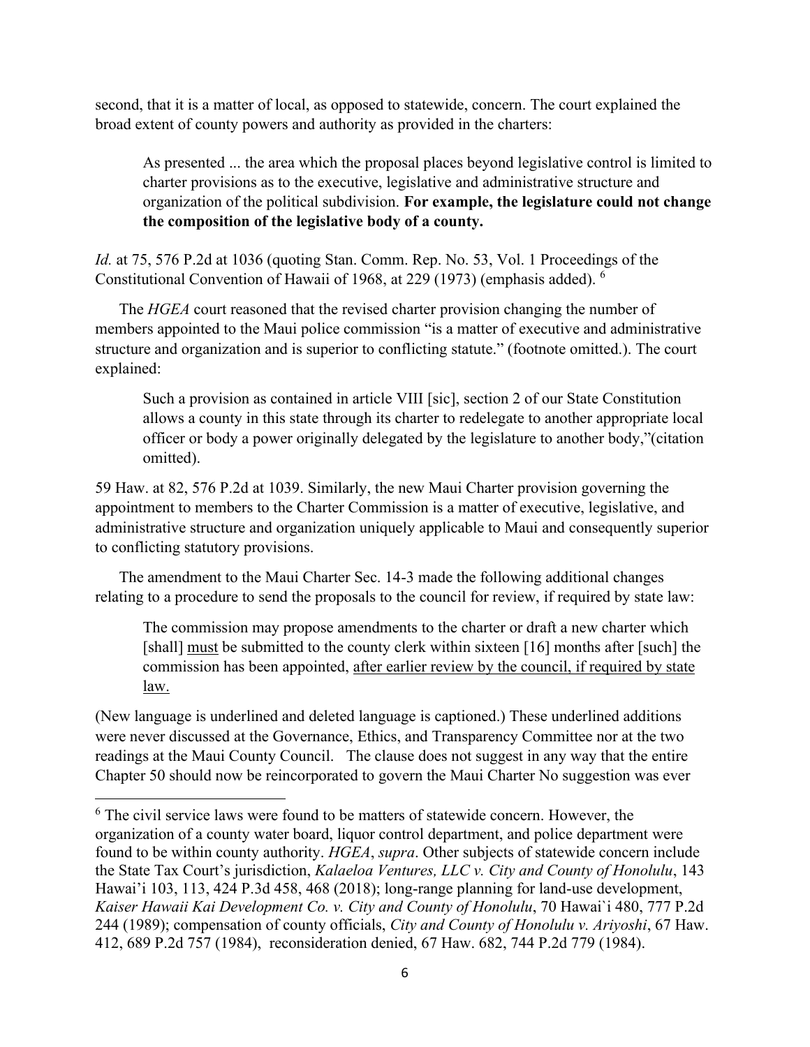second, that it is a matter of local, as opposed to statewide, concern. The court explained the broad extent of county powers and authority as provided in the charters:

> As presented ... the area which the proposal places beyond legislative control is limited to charter provisions as to the executive, legislative and administrative structure and organization of the political subdivision. **For example, the legislature could not change the composition of the legislative body of a county.**

*Id.* at 75, 576 P.2d at 1036 (quoting Stan. Comm. Rep. No. 53, Vol. 1 Proceedings of the Constitutional Convention of Hawaii of 1968, at 229 (1973) (emphasis added). [6]

The *HGEA* court reasoned that the revised charter provision changing the number of members appointed to the Maui police commission "is a matter of executive and administrative structure and organization and is superior to conflicting statute." (footnote omitted.). The court explained:

> Such a provision as contained in article VIII [sic], section 2 of our State Constitution allows a county in this state through its charter to redelegate to another appropriate local officer or body a power originally delegated by the legislature to another body,"(citation omitted).

59 Haw. at 82, 576 P.2d at 1039. Similarly, the new Maui Charter provision governing the appointment to members to the Charter Commission is a matter of executive, legislative, and administrative structure and organization uniquely applicable to Maui and consequently superior to conflicting statutory provisions.

The amendment to the Maui Charter Sec. 14-3 made the following additional changes relating to a procedure to send the proposals to the council for review, if required by state law:

> The commission may propose amendments to the charter or draft a new charter which [shall] <u>must</u> be submitted to the county clerk within sixteen [16] months after [such] the commission has been appointed, <u>after earlier review by the council, if required by state law.</u>

(New language is underlined and deleted language is captioned.) These underlined additions were never discussed at the Governance, Ethics, and Transparency Committee nor at the two readings at the Maui County Council. The clause does not suggest in any way that the entire Chapter 50 should now be reincorporated to govern the Maui Charter No suggestion was ever

---

[6] The civil service laws were found to be matters of statewide concern. However, the organization of a county water board, liquor control department, and police department were found to be within county authority. *HGEA*, *supra*. Other subjects of statewide concern include the State Tax Court's jurisdiction, *Kalaeloa Ventures, LLC v. City and County of Honolulu*, 143 Hawai'i 103, 113, 424 P.3d 458, 468 (2018); long-range planning for land-use development, *Kaiser Hawaii Kai Development Co. v. City and County of Honolulu*, 70 Hawai`i 480, 777 P.2d 244 (1989); compensation of county officials, *City and County of Honolulu v. Ariyoshi*, 67 Haw. 412, 689 P.2d 757 (1984), reconsideration denied, 67 Haw. 682, 744 P.2d 779 (1984).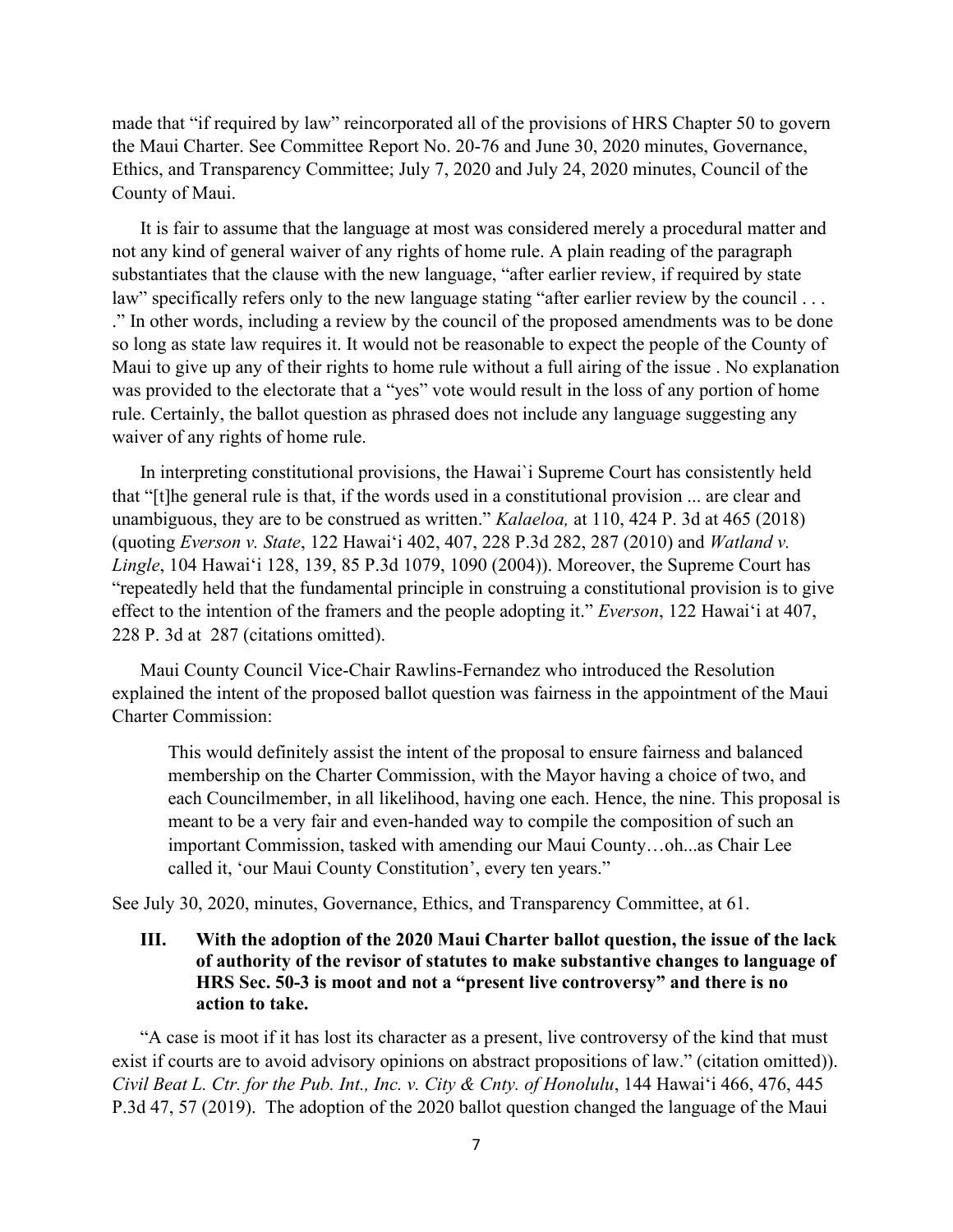made that "if required by law" reincorporated all of the provisions of HRS Chapter 50 to govern the Maui Charter. See Committee Report No. 20-76 and June 30, 2020 minutes, Governance, Ethics, and Transparency Committee; July 7, 2020 and July 24, 2020 minutes, Council of the County of Maui.

It is fair to assume that the language at most was considered merely a procedural matter and not any kind of general waiver of any rights of home rule. A plain reading of the paragraph substantiates that the clause with the new language, "after earlier review, if required by state law" specifically refers only to the new language stating "after earlier review by the council . . . ." In other words, including a review by the council of the proposed amendments was to be done so long as state law requires it. It would not be reasonable to expect the people of the County of Maui to give up any of their rights to home rule without a full airing of the issue . No explanation was provided to the electorate that a "yes" vote would result in the loss of any portion of home rule. Certainly, the ballot question as phrased does not include any language suggesting any waiver of any rights of home rule.

In interpreting constitutional provisions, the Hawai`i Supreme Court has consistently held that "[t]he general rule is that, if the words used in a constitutional provision ... are clear and unambiguous, they are to be construed as written." *Kalaeloa,* at 110, 424 P. 3d at 465 (2018) (quoting *Everson v. State*, 122 Hawaiʻi 402, 407, 228 P.3d 282, 287 (2010) and *Watland v. Lingle*, 104 Hawaiʻi 128, 139, 85 P.3d 1079, 1090 (2004)). Moreover, the Supreme Court has "repeatedly held that the fundamental principle in construing a constitutional provision is to give effect to the intention of the framers and the people adopting it." *Everson*, 122 Hawaiʻi at 407, 228 P. 3d at 287 (citations omitted).

Maui County Council Vice-Chair Rawlins-Fernandez who introduced the Resolution explained the intent of the proposed ballot question was fairness in the appointment of the Maui Charter Commission:

> This would definitely assist the intent of the proposal to ensure fairness and balanced membership on the Charter Commission, with the Mayor having a choice of two, and each Councilmember, in all likelihood, having one each. Hence, the nine. This proposal is meant to be a very fair and even-handed way to compile the composition of such an important Commission, tasked with amending our Maui County…oh...as Chair Lee called it, 'our Maui County Constitution', every ten years."

See July 30, 2020, minutes, Governance, Ethics, and Transparency Committee, at 61.

### III. With the adoption of the 2020 Maui Charter ballot question, the issue of the lack of authority of the revisor of statutes to make substantive changes to language of HRS Sec. 50-3 is moot and not a "present live controversy" and there is no action to take.

"A case is moot if it has lost its character as a present, live controversy of the kind that must exist if courts are to avoid advisory opinions on abstract propositions of law." (citation omitted)). *Civil Beat L. Ctr. for the Pub. Int., Inc. v. City & Cnty. of Honolulu*, 144 Hawaiʻi 466, 476, 445 P.3d 47, 57 (2019). The adoption of the 2020 ballot question changed the language of the Maui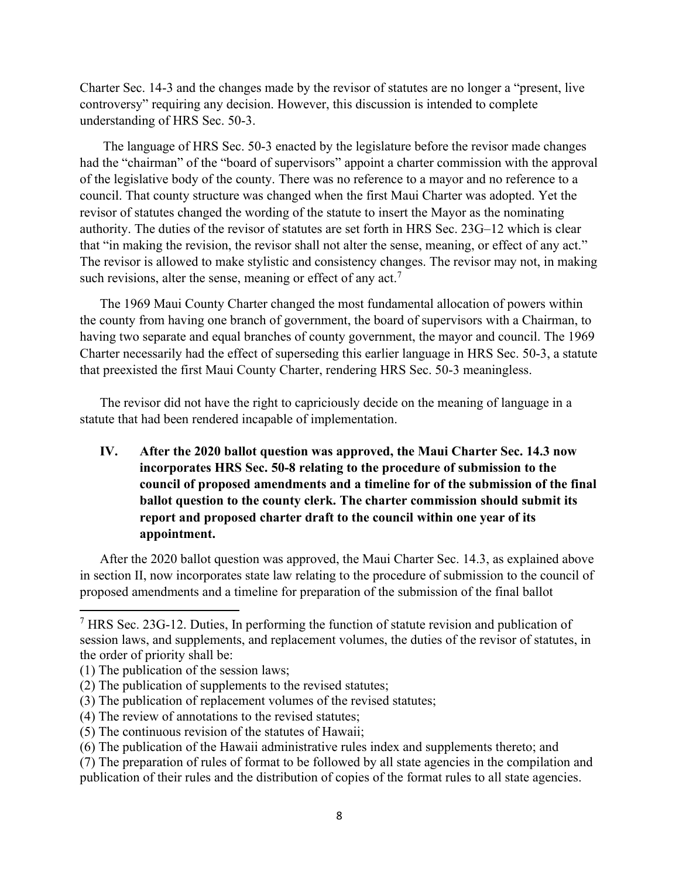Charter Sec. 14-3 and the changes made by the revisor of statutes are no longer a "present, live controversy" requiring any decision. However, this discussion is intended to complete understanding of HRS Sec. 50-3.

The language of HRS Sec. 50-3 enacted by the legislature before the revisor made changes had the "chairman" of the "board of supervisors" appoint a charter commission with the approval of the legislative body of the county. There was no reference to a mayor and no reference to a council. That county structure was changed when the first Maui Charter was adopted. Yet the revisor of statutes changed the wording of the statute to insert the Mayor as the nominating authority. The duties of the revisor of statutes are set forth in HRS Sec. 23G–12 which is clear that "in making the revision, the revisor shall not alter the sense, meaning, or effect of any act." The revisor is allowed to make stylistic and consistency changes. The revisor may not, in making such revisions, alter the sense, meaning or effect of any act.[7]

The 1969 Maui County Charter changed the most fundamental allocation of powers within the county from having one branch of government, the board of supervisors with a Chairman, to having two separate and equal branches of county government, the mayor and council. The 1969 Charter necessarily had the effect of superseding this earlier language in HRS Sec. 50-3, a statute that preexisted the first Maui County Charter, rendering HRS Sec. 50-3 meaningless.

The revisor did not have the right to capriciously decide on the meaning of language in a statute that had been rendered incapable of implementation.

## IV. After the 2020 ballot question was approved, the Maui Charter Sec. 14.3 now incorporates HRS Sec. 50-8 relating to the procedure of submission to the council of proposed amendments and a timeline for of the submission of the final ballot question to the county clerk. The charter commission should submit its report and proposed charter draft to the council within one year of its appointment.

After the 2020 ballot question was approved, the Maui Charter Sec. 14.3, as explained above in section II, now incorporates state law relating to the procedure of submission to the council of proposed amendments and a timeline for preparation of the submission of the final ballot

---

[7] HRS Sec. 23G-12. Duties, In performing the function of statute revision and publication of session laws, and supplements, and replacement volumes, the duties of the revisor of statutes, in the order of priority shall be:

(1) The publication of the session laws;
(2) The publication of supplements to the revised statutes;
(3) The publication of replacement volumes of the revised statutes;
(4) The review of annotations to the revised statutes;
(5) The continuous revision of the statutes of Hawaii;
(6) The publication of the Hawaii administrative rules index and supplements thereto; and
(7) The preparation of rules of format to be followed by all state agencies in the compilation and publication of their rules and the distribution of copies of the format rules to all state agencies.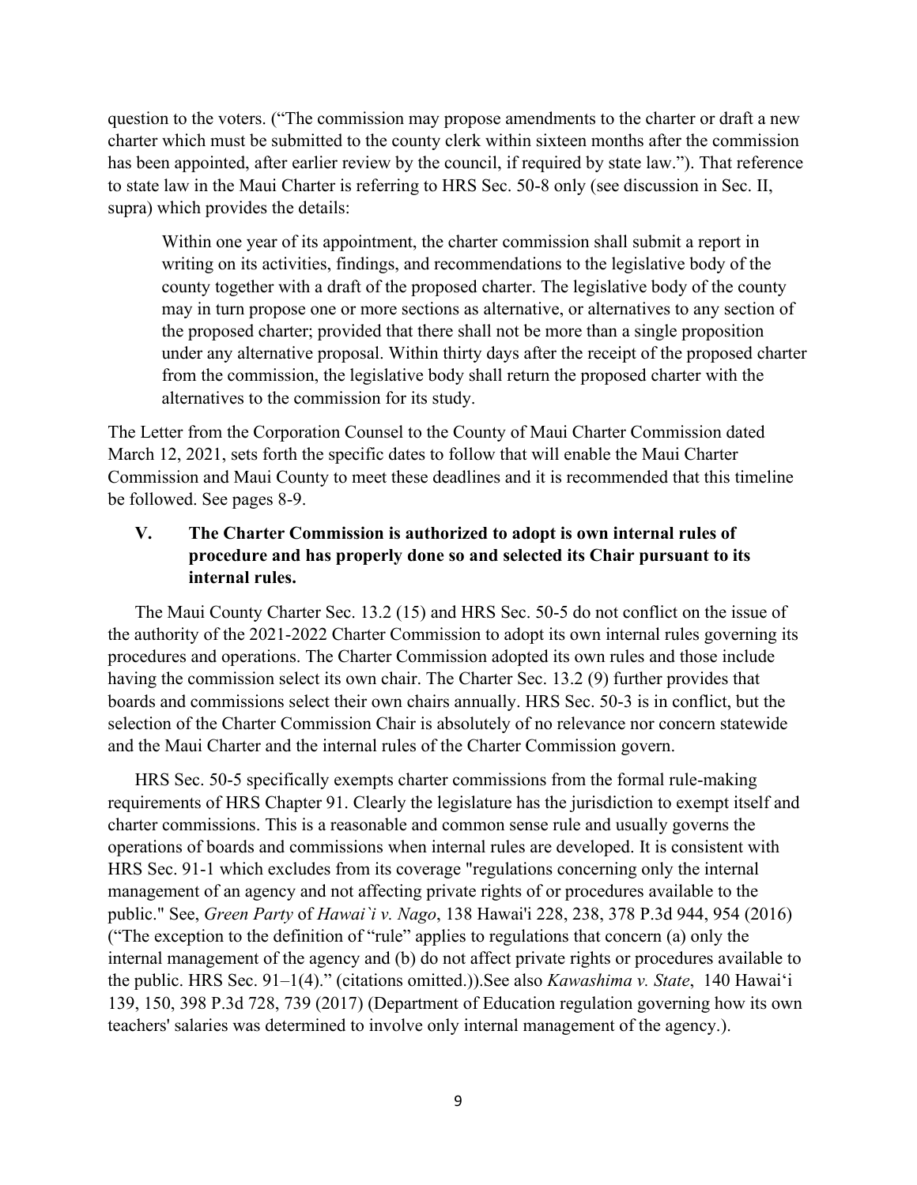question to the voters. ("The commission may propose amendments to the charter or draft a new charter which must be submitted to the county clerk within sixteen months after the commission has been appointed, after earlier review by the council, if required by state law."). That reference to state law in the Maui Charter is referring to HRS Sec. 50-8 only (see discussion in Sec. II, supra) which provides the details:

> Within one year of its appointment, the charter commission shall submit a report in writing on its activities, findings, and recommendations to the legislative body of the county together with a draft of the proposed charter. The legislative body of the county may in turn propose one or more sections as alternative, or alternatives to any section of the proposed charter; provided that there shall not be more than a single proposition under any alternative proposal. Within thirty days after the receipt of the proposed charter from the commission, the legislative body shall return the proposed charter with the alternatives to the commission for its study.

The Letter from the Corporation Counsel to the County of Maui Charter Commission dated March 12, 2021, sets forth the specific dates to follow that will enable the Maui Charter Commission and Maui County to meet these deadlines and it is recommended that this timeline be followed. See pages 8-9.

## V. The Charter Commission is authorized to adopt is own internal rules of procedure and has properly done so and selected its Chair pursuant to its internal rules.

The Maui County Charter Sec. 13.2 (15) and HRS Sec. 50-5 do not conflict on the issue of the authority of the 2021-2022 Charter Commission to adopt its own internal rules governing its procedures and operations. The Charter Commission adopted its own rules and those include having the commission select its own chair. The Charter Sec. 13.2 (9) further provides that boards and commissions select their own chairs annually. HRS Sec. 50-3 is in conflict, but the selection of the Charter Commission Chair is absolutely of no relevance nor concern statewide and the Maui Charter and the internal rules of the Charter Commission govern.

HRS Sec. 50-5 specifically exempts charter commissions from the formal rule-making requirements of HRS Chapter 91. Clearly the legislature has the jurisdiction to exempt itself and charter commissions. This is a reasonable and common sense rule and usually governs the operations of boards and commissions when internal rules are developed. It is consistent with HRS Sec. 91-1 which excludes from its coverage "regulations concerning only the internal management of an agency and not affecting private rights of or procedures available to the public." See, *Green Party* of *Hawai`i v. Nago*, 138 Hawai'i 228, 238, 378 P.3d 944, 954 (2016) ("The exception to the definition of "rule" applies to regulations that concern (a) only the internal management of the agency and (b) do not affect private rights or procedures available to the public. HRS Sec. 91–1(4)." (citations omitted.)).See also *Kawashima v. State*, 140 Hawai'i 139, 150, 398 P.3d 728, 739 (2017) (Department of Education regulation governing how its own teachers' salaries was determined to involve only internal management of the agency.).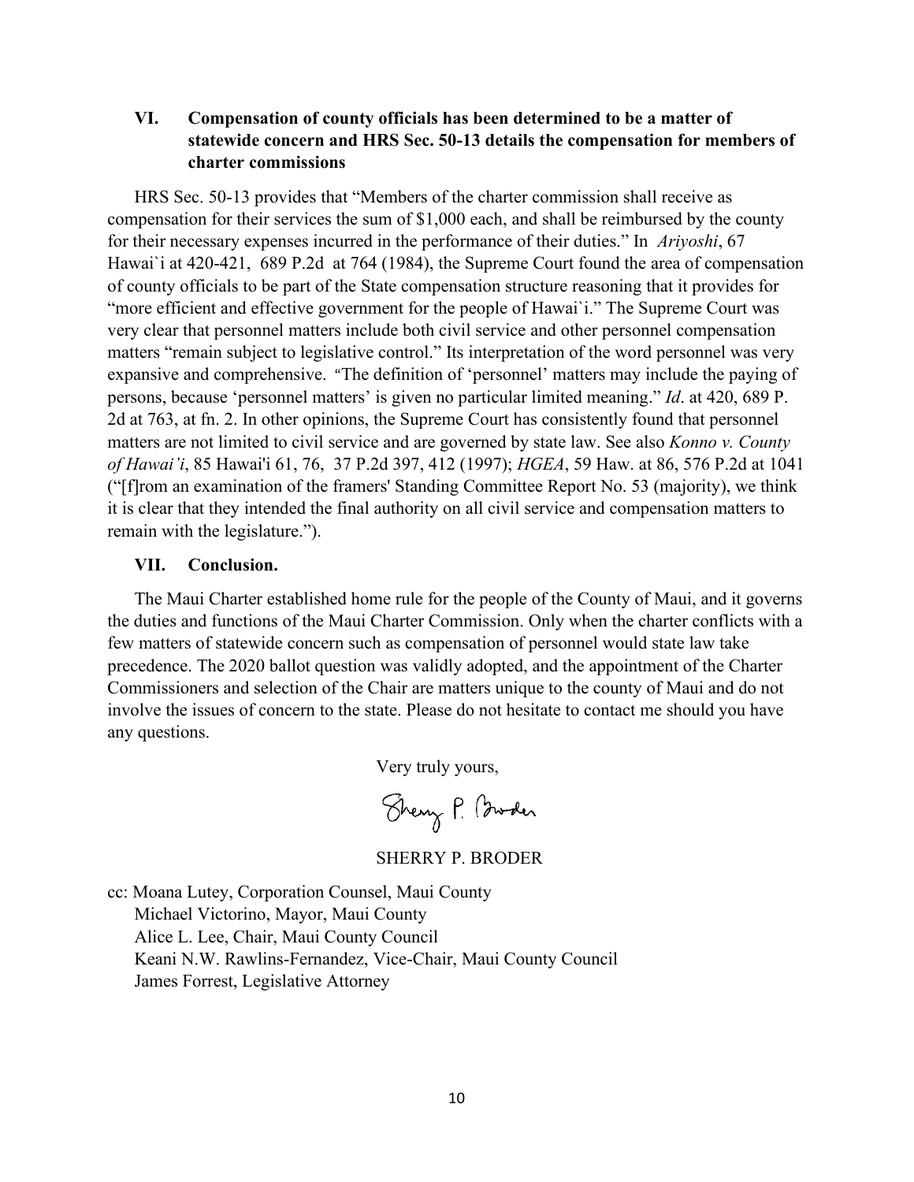## VI. Compensation of county officials has been determined to be a matter of statewide concern and HRS Sec. 50-13 details the compensation for members of charter commissions

HRS Sec. 50-13 provides that "Members of the charter commission shall receive as compensation for their services the sum of $1,000 each, and shall be reimbursed by the county for their necessary expenses incurred in the performance of their duties." In *Ariyoshi*, 67 Hawai`i at 420-421, 689 P.2d at 764 (1984), the Supreme Court found the area of compensation of county officials to be part of the State compensation structure reasoning that it provides for "more efficient and effective government for the people of Hawai`i." The Supreme Court was very clear that personnel matters include both civil service and other personnel compensation matters "remain subject to legislative control." Its interpretation of the word personnel was very expansive and comprehensive. "The definition of 'personnel' matters may include the paying of persons, because 'personnel matters' is given no particular limited meaning." *Id*. at 420, 689 P. 2d at 763, at fn. 2. In other opinions, the Supreme Court has consistently found that personnel matters are not limited to civil service and are governed by state law. See also *Konno v. County of Hawai'i*, 85 Hawai'i 61, 76, 37 P.2d 397, 412 (1997); *HGEA*, 59 Haw. at 86, 576 P.2d at 1041 ("[f]rom an examination of the framers' Standing Committee Report No. 53 (majority), we think it is clear that they intended the final authority on all civil service and compensation matters to remain with the legislature.").

## VII. Conclusion.

The Maui Charter established home rule for the people of the County of Maui, and it governs the duties and functions of the Maui Charter Commission. Only when the charter conflicts with a few matters of statewide concern such as compensation of personnel would state law take precedence. The 2020 ballot question was validly adopted, and the appointment of the Charter Commissioners and selection of the Chair are matters unique to the county of Maui and do not involve the issues of concern to the state. Please do not hesitate to contact me should you have any questions.

Very truly yours,

Sherry P. Broder

SHERRY P. BRODER

cc: Moana Lutey, Corporation Counsel, Maui County
Michael Victorino, Mayor, Maui County
Alice L. Lee, Chair, Maui County Council
Keani N.W. Rawlins-Fernandez, Vice-Chair, Maui County Council
James Forrest, Legislative Attorney